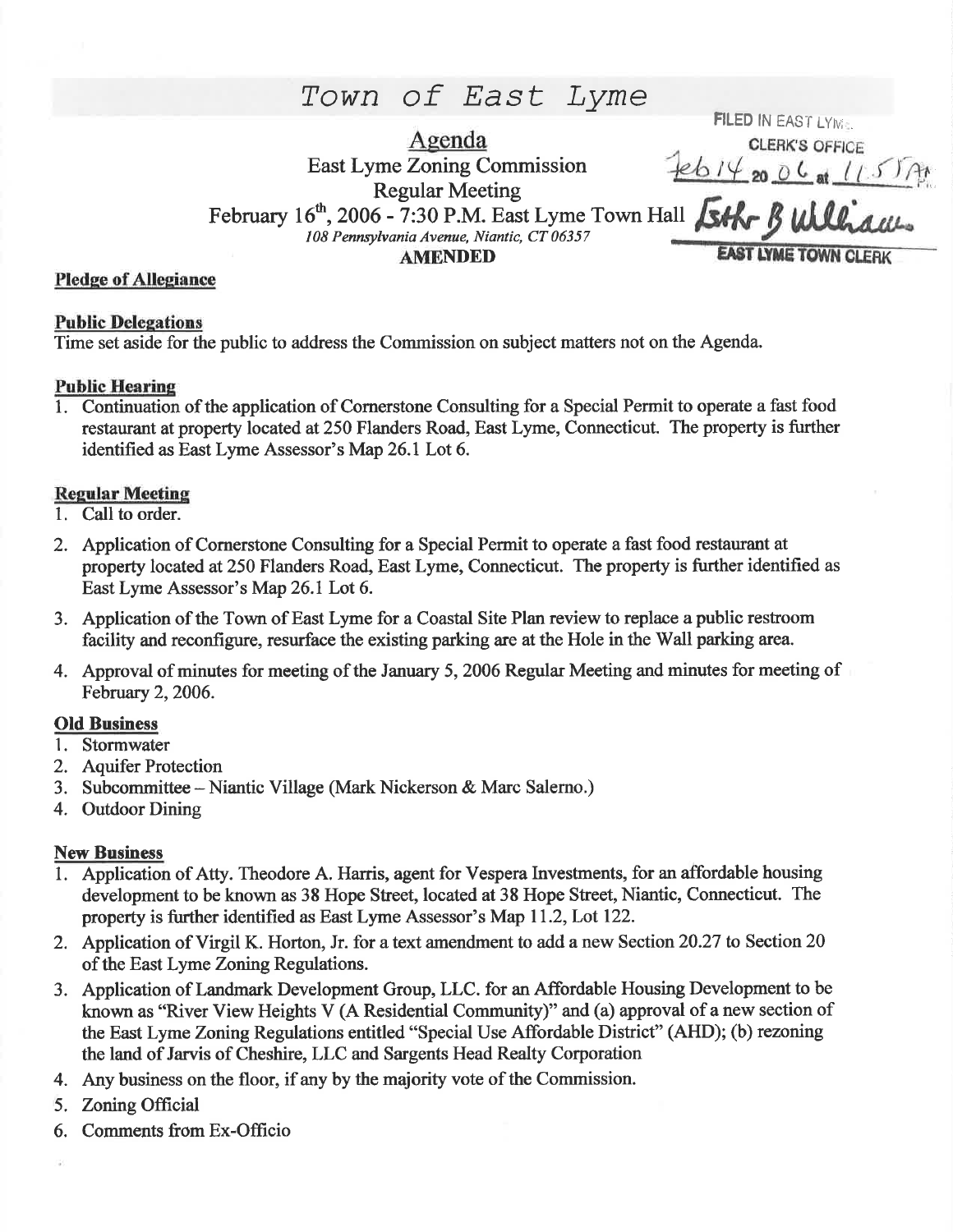# Town of East Lyme

FILED IN EAST LYME
CLERK'S OFFICE
Feb 14 20 06 at 11:51 AM
Esther B Williams
EAST LYME TOWN CLERK

## Agenda

East Lyme Zoning Commission
Regular Meeting
February 16th, 2006 - 7:30 P.M. East Lyme Town Hall
*108 Pennsylvania Avenue, Niantic, CT 06357*

**AMENDED**

**Pledge of Allegiance**

**Public Delegations**

Time set aside for the public to address the Commission on subject matters not on the Agenda.

**Public Hearing**

1. Continuation of the application of Cornerstone Consulting for a Special Permit to operate a fast food restaurant at property located at 250 Flanders Road, East Lyme, Connecticut. The property is further identified as East Lyme Assessor's Map 26.1 Lot 6.

**Regular Meeting**

1. Call to order.
2. Application of Cornerstone Consulting for a Special Permit to operate a fast food restaurant at property located at 250 Flanders Road, East Lyme, Connecticut. The property is further identified as East Lyme Assessor's Map 26.1 Lot 6.
3. Application of the Town of East Lyme for a Coastal Site Plan review to replace a public restroom facility and reconfigure, resurface the existing parking are at the Hole in the Wall parking area.
4. Approval of minutes for meeting of the January 5, 2006 Regular Meeting and minutes for meeting of February 2, 2006.

**Old Business**

1. Stormwater
2. Aquifer Protection
3. Subcommittee – Niantic Village (Mark Nickerson & Marc Salerno.)
4. Outdoor Dining

**New Business**

1. Application of Atty. Theodore A. Harris, agent for Vespera Investments, for an affordable housing development to be known as 38 Hope Street, located at 38 Hope Street, Niantic, Connecticut. The property is further identified as East Lyme Assessor's Map 11.2, Lot 122.
2. Application of Virgil K. Horton, Jr. for a text amendment to add a new Section 20.27 to Section 20 of the East Lyme Zoning Regulations.
3. Application of Landmark Development Group, LLC. for an Affordable Housing Development to be known as "River View Heights V (A Residential Community)" and (a) approval of a new section of the East Lyme Zoning Regulations entitled "Special Use Affordable District" (AHD); (b) rezoning the land of Jarvis of Cheshire, LLC and Sargents Head Realty Corporation
4. Any business on the floor, if any by the majority vote of the Commission.
5. Zoning Official
6. Comments from Ex-Officio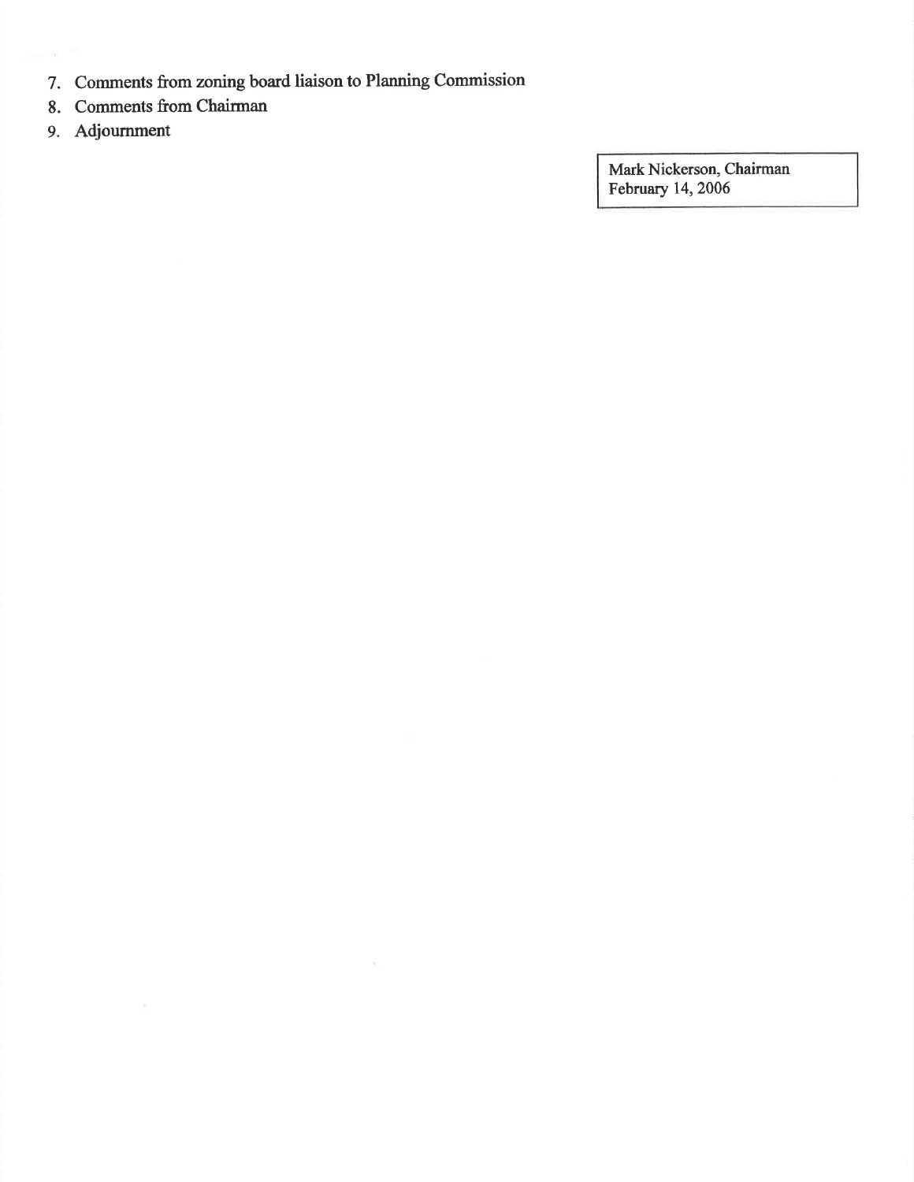7. Comments from zoning board liaison to Planning Commission
8. Comments from Chairman
9. Adjournment

Mark Nickerson, Chairman
February 14, 2006